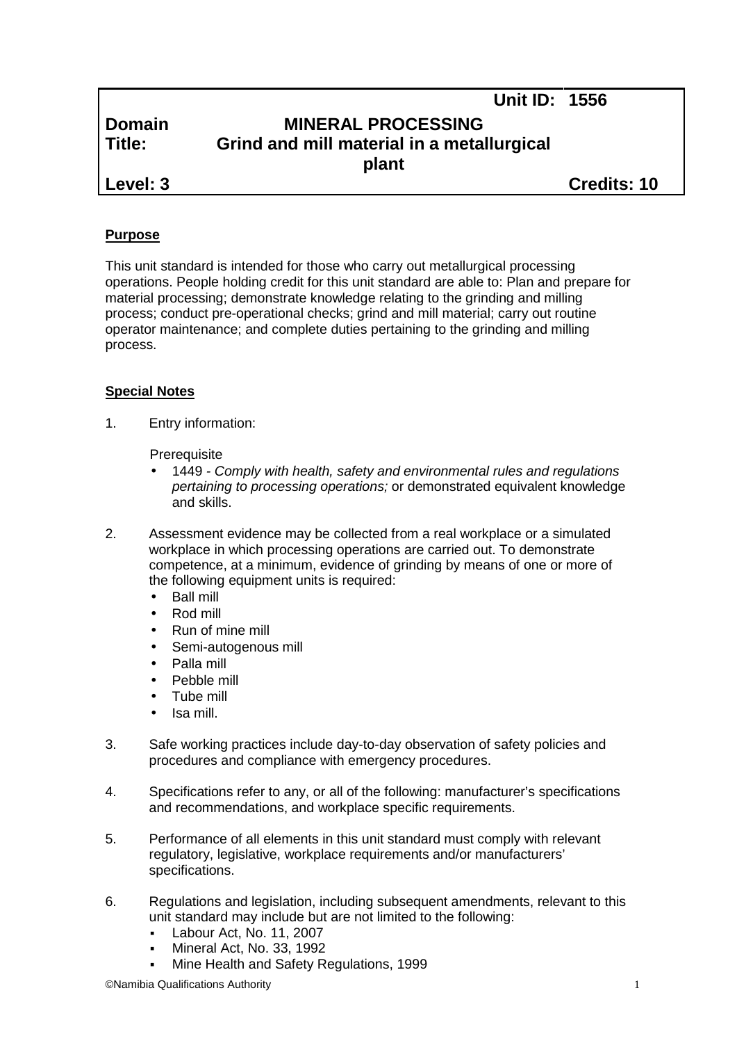| | | Unit ID: 1556 |
|---|---|---|
| **Domain** | **MINERAL PROCESSING** | |
| **Title:** | **Grind and mill material in a metallurgical plant** | |
| **Level: 3** | | **Credits: 10** |

## Purpose

This unit standard is intended for those who carry out metallurgical processing operations. People holding credit for this unit standard are able to: Plan and prepare for material processing; demonstrate knowledge relating to the grinding and milling process; conduct pre-operational checks; grind and mill material; carry out routine operator maintenance; and complete duties pertaining to the grinding and milling process.

## Special Notes

1. Entry information:

   Prerequisite
   - 1449 - *Comply with health, safety and environmental rules and regulations pertaining to processing operations;* or demonstrated equivalent knowledge and skills.

2. Assessment evidence may be collected from a real workplace or a simulated workplace in which processing operations are carried out. To demonstrate competence, at a minimum, evidence of grinding by means of one or more of the following equipment units is required:
   - Ball mill
   - Rod mill
   - Run of mine mill
   - Semi-autogenous mill
   - Palla mill
   - Pebble mill
   - Tube mill
   - Isa mill.

3. Safe working practices include day-to-day observation of safety policies and procedures and compliance with emergency procedures.

4. Specifications refer to any, or all of the following: manufacturer's specifications and recommendations, and workplace specific requirements.

5. Performance of all elements in this unit standard must comply with relevant regulatory, legislative, workplace requirements and/or manufacturers' specifications.

6. Regulations and legislation, including subsequent amendments, relevant to this unit standard may include but are not limited to the following:
   - Labour Act, No. 11, 2007
   - Mineral Act, No. 33, 1992
   - Mine Health and Safety Regulations, 1999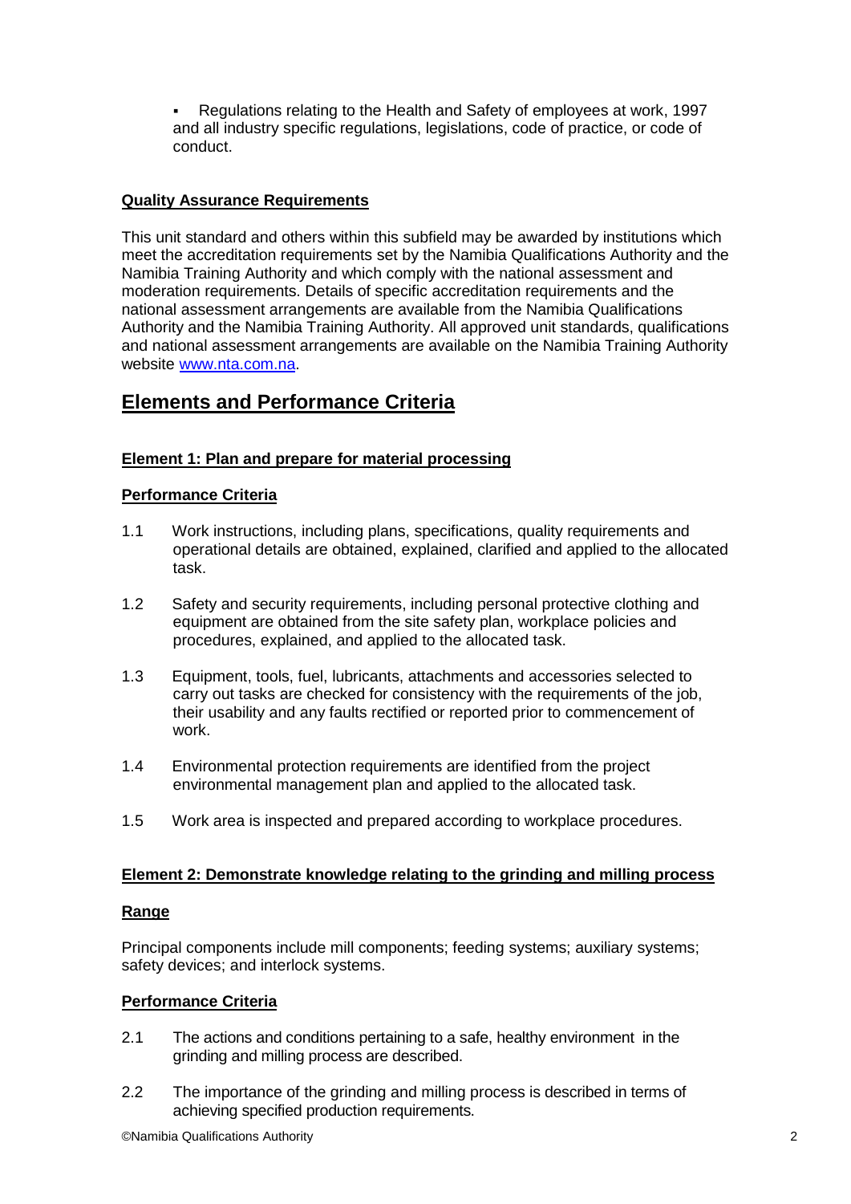- Regulations relating to the Health and Safety of employees at work, 1997 and all industry specific regulations, legislations, code of practice, or code of conduct.

**Quality Assurance Requirements**

This unit standard and others within this subfield may be awarded by institutions which meet the accreditation requirements set by the Namibia Qualifications Authority and the Namibia Training Authority and which comply with the national assessment and moderation requirements. Details of specific accreditation requirements and the national assessment arrangements are available from the Namibia Qualifications Authority and the Namibia Training Authority. All approved unit standards, qualifications and national assessment arrangements are available on the Namibia Training Authority website www.nta.com.na.

# Elements and Performance Criteria

**Element 1: Plan and prepare for material processing**

**Performance Criteria**

1.1 Work instructions, including plans, specifications, quality requirements and operational details are obtained, explained, clarified and applied to the allocated task.

1.2 Safety and security requirements, including personal protective clothing and equipment are obtained from the site safety plan, workplace policies and procedures, explained, and applied to the allocated task.

1.3 Equipment, tools, fuel, lubricants, attachments and accessories selected to carry out tasks are checked for consistency with the requirements of the job, their usability and any faults rectified or reported prior to commencement of work.

1.4 Environmental protection requirements are identified from the project environmental management plan and applied to the allocated task.

1.5 Work area is inspected and prepared according to workplace procedures.

**Element 2: Demonstrate knowledge relating to the grinding and milling process**

**Range**

Principal components include mill components; feeding systems; auxiliary systems; safety devices; and interlock systems.

**Performance Criteria**

2.1 The actions and conditions pertaining to a safe, healthy environment in the grinding and milling process are described.

2.2 The importance of the grinding and milling process is described in terms of achieving specified production requirements.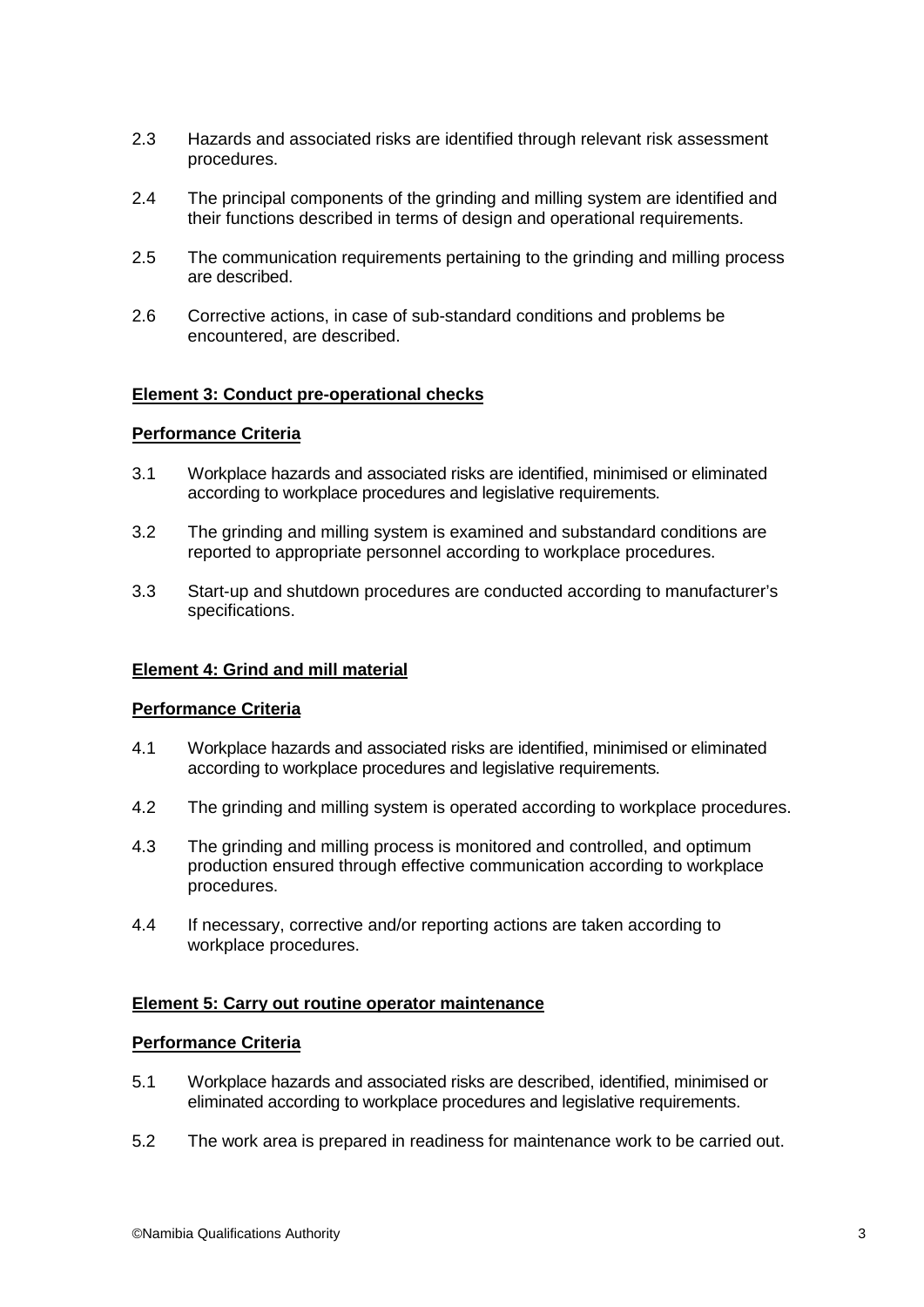2.3 Hazards and associated risks are identified through relevant risk assessment procedures.

2.4 The principal components of the grinding and milling system are identified and their functions described in terms of design and operational requirements.

2.5 The communication requirements pertaining to the grinding and milling process are described.

2.6 Corrective actions, in case of sub-standard conditions and problems be encountered, are described.

**Element 3: Conduct pre-operational checks**

**Performance Criteria**

3.1 Workplace hazards and associated risks are identified, minimised or eliminated according to workplace procedures and legislative requirements.

3.2 The grinding and milling system is examined and substandard conditions are reported to appropriate personnel according to workplace procedures.

3.3 Start-up and shutdown procedures are conducted according to manufacturer's specifications.

**Element 4: Grind and mill material**

**Performance Criteria**

4.1 Workplace hazards and associated risks are identified, minimised or eliminated according to workplace procedures and legislative requirements.

4.2 The grinding and milling system is operated according to workplace procedures.

4.3 The grinding and milling process is monitored and controlled, and optimum production ensured through effective communication according to workplace procedures.

4.4 If necessary, corrective and/or reporting actions are taken according to workplace procedures.

**Element 5: Carry out routine operator maintenance**

**Performance Criteria**

5.1 Workplace hazards and associated risks are described, identified, minimised or eliminated according to workplace procedures and legislative requirements.

5.2 The work area is prepared in readiness for maintenance work to be carried out.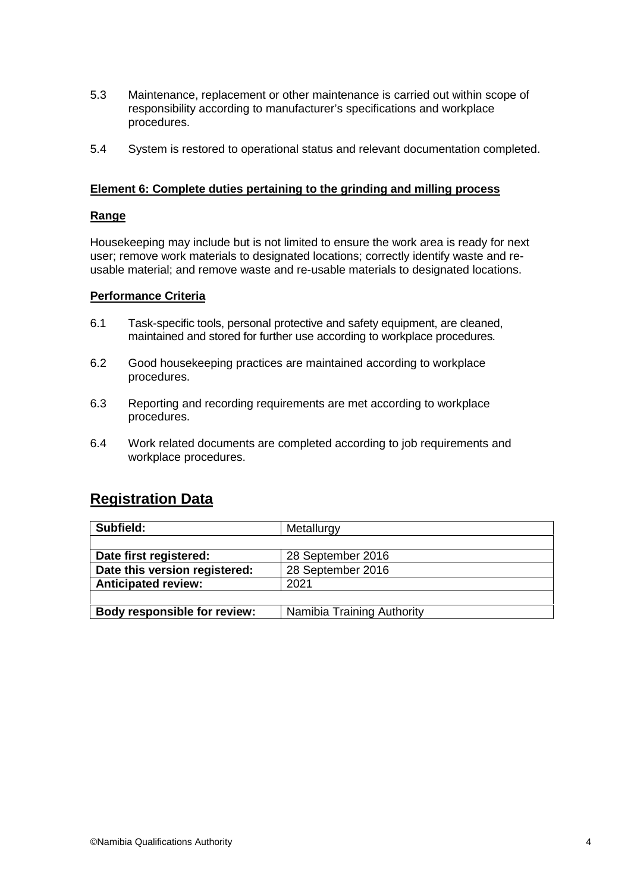5.3 Maintenance, replacement or other maintenance is carried out within scope of responsibility according to manufacturer's specifications and workplace procedures.

5.4 System is restored to operational status and relevant documentation completed.

**Element 6: Complete duties pertaining to the grinding and milling process**

**Range**

Housekeeping may include but is not limited to ensure the work area is ready for next user; remove work materials to designated locations; correctly identify waste and re-usable material; and remove waste and re-usable materials to designated locations.

**Performance Criteria**

6.1 Task-specific tools, personal protective and safety equipment, are cleaned, maintained and stored for further use according to workplace procedures.

6.2 Good housekeeping practices are maintained according to workplace procedures.

6.3 Reporting and recording requirements are met according to workplace procedures.

6.4 Work related documents are completed according to job requirements and workplace procedures.

## Registration Data

| | |
|---|---|
| **Subfield:** | Metallurgy |
| | |
| **Date first registered:** | 28 September 2016 |
| **Date this version registered:** | 28 September 2016 |
| **Anticipated review:** | 2021 |
| | |
| **Body responsible for review:** | Namibia Training Authority |